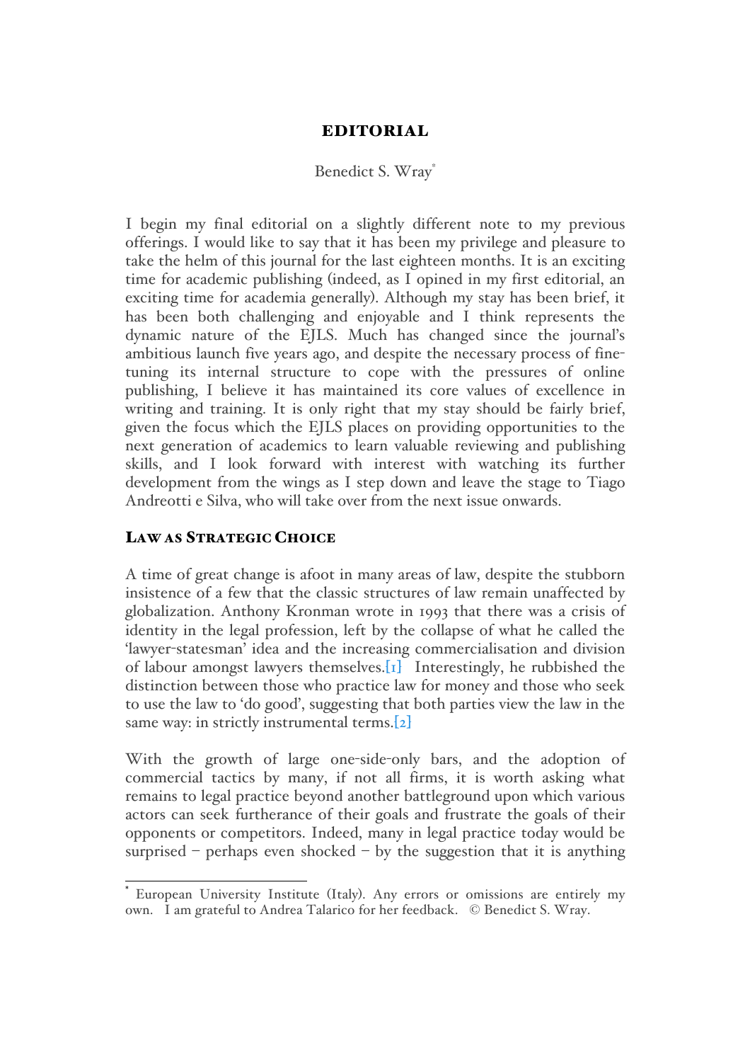# EDITORIAL

Benedict S. Wray*

I begin my final editorial on a slightly different note to my previous offerings. I would like to say that it has been my privilege and pleasure to take the helm of this journal for the last eighteen months. It is an exciting time for academic publishing (indeed, as I opined in my first editorial, an exciting time for academia generally). Although my stay has been brief, it has been both challenging and enjoyable and I think represents the dynamic nature of the EJLS. Much has changed since the journal's ambitious launch five years ago, and despite the necessary process of fine-tuning its internal structure to cope with the pressures of online publishing, I believe it has maintained its core values of excellence in writing and training. It is only right that my stay should be fairly brief, given the focus which the EJLS places on providing opportunities to the next generation of academics to learn valuable reviewing and publishing skills, and I look forward with interest with watching its further development from the wings as I step down and leave the stage to Tiago Andreotti e Silva, who will take over from the next issue onwards.

## LAW AS STRATEGIC CHOICE

A time of great change is afoot in many areas of law, despite the stubborn insistence of a few that the classic structures of law remain unaffected by globalization. Anthony Kronman wrote in 1993 that there was a crisis of identity in the legal profession, left by the collapse of what he called the 'lawyer-statesman' idea and the increasing commercialisation and division of labour amongst lawyers themselves.[1] Interestingly, he rubbished the distinction between those who practice law for money and those who seek to use the law to 'do good', suggesting that both parties view the law in the same way: in strictly instrumental terms.[2]

With the growth of large one-side-only bars, and the adoption of commercial tactics by many, if not all firms, it is worth asking what remains to legal practice beyond another battleground upon which various actors can seek furtherance of their goals and frustrate the goals of their opponents or competitors. Indeed, many in legal practice today would be surprised – perhaps even shocked – by the suggestion that it is anything

---

* European University Institute (Italy). Any errors or omissions are entirely my own. I am grateful to Andrea Talarico for her feedback. © Benedict S. Wray.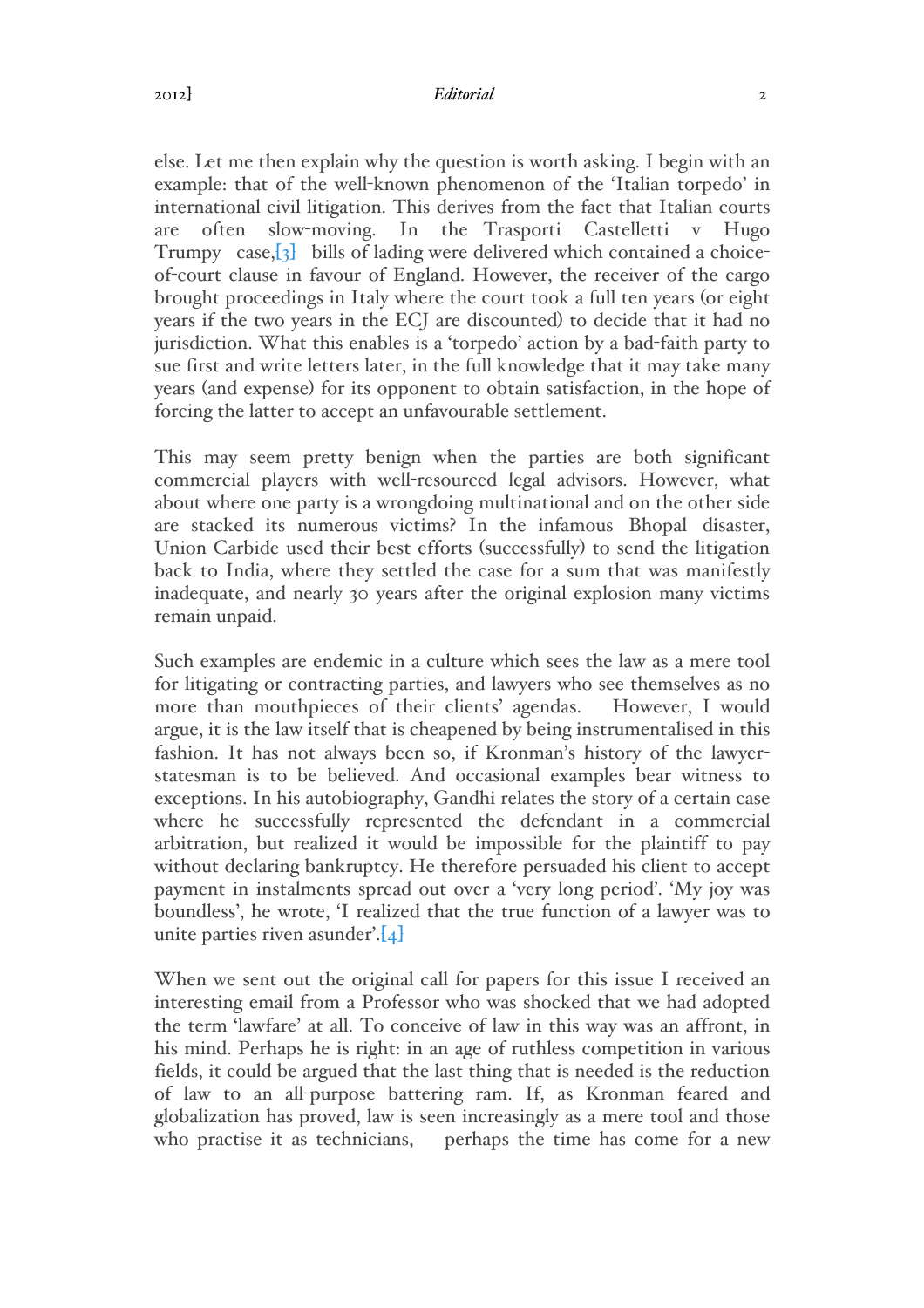else. Let me then explain why the question is worth asking. I begin with an example: that of the well-known phenomenon of the 'Italian torpedo' in international civil litigation. This derives from the fact that Italian courts are often slow-moving. In the Trasporti Castelletti v Hugo Trumpy case,[3] bills of lading were delivered which contained a choice-of-court clause in favour of England. However, the receiver of the cargo brought proceedings in Italy where the court took a full ten years (or eight years if the two years in the ECJ are discounted) to decide that it had no jurisdiction. What this enables is a 'torpedo' action by a bad-faith party to sue first and write letters later, in the full knowledge that it may take many years (and expense) for its opponent to obtain satisfaction, in the hope of forcing the latter to accept an unfavourable settlement.

This may seem pretty benign when the parties are both significant commercial players with well-resourced legal advisors. However, what about where one party is a wrongdoing multinational and on the other side are stacked its numerous victims? In the infamous Bhopal disaster, Union Carbide used their best efforts (successfully) to send the litigation back to India, where they settled the case for a sum that was manifestly inadequate, and nearly 30 years after the original explosion many victims remain unpaid.

Such examples are endemic in a culture which sees the law as a mere tool for litigating or contracting parties, and lawyers who see themselves as no more than mouthpieces of their clients' agendas. However, I would argue, it is the law itself that is cheapened by being instrumentalised in this fashion. It has not always been so, if Kronman's history of the lawyer-statesman is to be believed. And occasional examples bear witness to exceptions. In his autobiography, Gandhi relates the story of a certain case where he successfully represented the defendant in a commercial arbitration, but realized it would be impossible for the plaintiff to pay without declaring bankruptcy. He therefore persuaded his client to accept payment in instalments spread out over a 'very long period'. 'My joy was boundless', he wrote, 'I realized that the true function of a lawyer was to unite parties riven asunder'.[4]

When we sent out the original call for papers for this issue I received an interesting email from a Professor who was shocked that we had adopted the term 'lawfare' at all. To conceive of law in this way was an affront, in his mind. Perhaps he is right: in an age of ruthless competition in various fields, it could be argued that the last thing that is needed is the reduction of law to an all-purpose battering ram. If, as Kronman feared and globalization has proved, law is seen increasingly as a mere tool and those who practise it as technicians, perhaps the time has come for a new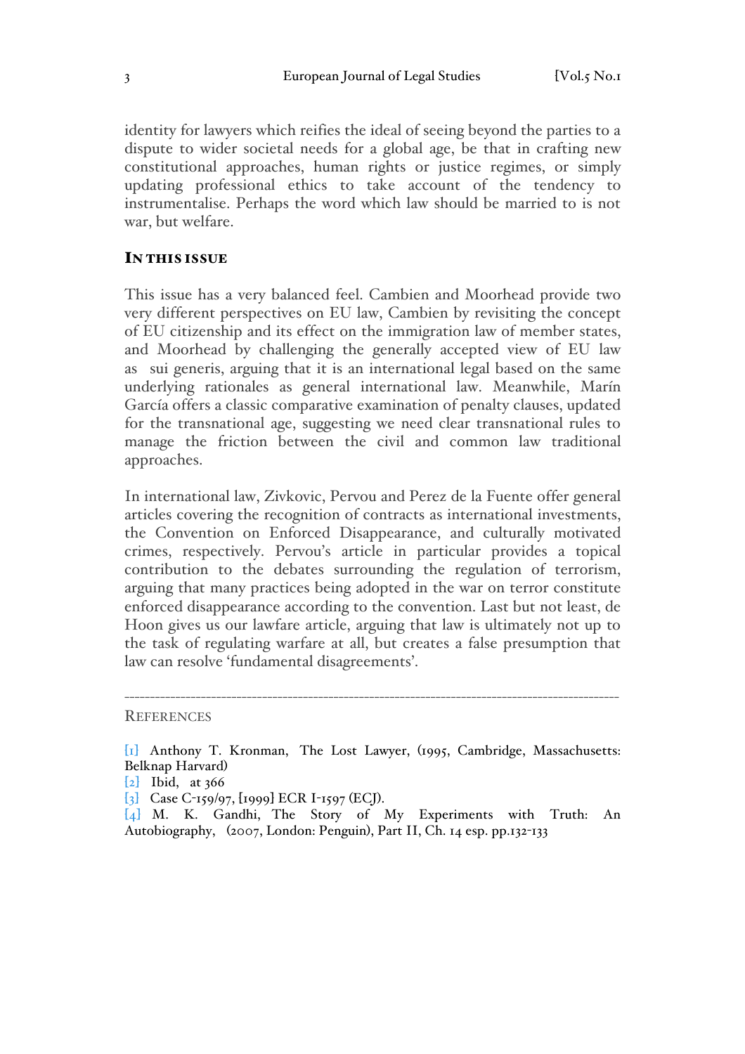identity for lawyers which reifies the ideal of seeing beyond the parties to a dispute to wider societal needs for a global age, be that in crafting new constitutional approaches, human rights or justice regimes, or simply updating professional ethics to take account of the tendency to instrumentalise. Perhaps the word which law should be married to is not war, but welfare.

## IN THIS ISSUE

This issue has a very balanced feel. Cambien and Moorhead provide two very different perspectives on EU law, Cambien by revisiting the concept of EU citizenship and its effect on the immigration law of member states, and Moorhead by challenging the generally accepted view of EU law as sui generis, arguing that it is an international legal based on the same underlying rationales as general international law. Meanwhile, Marín García offers a classic comparative examination of penalty clauses, updated for the transnational age, suggesting we need clear transnational rules to manage the friction between the civil and common law traditional approaches.

In international law, Zivkovic, Pervou and Perez de la Fuente offer general articles covering the recognition of contracts as international investments, the Convention on Enforced Disappearance, and culturally motivated crimes, respectively. Pervou's article in particular provides a topical contribution to the debates surrounding the regulation of terrorism, arguing that many practices being adopted in the war on terror constitute enforced disappearance according to the convention. Last but not least, de Hoon gives us our lawfare article, arguing that law is ultimately not up to the task of regulating warfare at all, but creates a false presumption that law can resolve 'fundamental disagreements'.

---

REFERENCES

[1] Anthony T. Kronman, The Lost Lawyer, (1995, Cambridge, Massachusetts: Belknap Harvard)

[2] Ibid, at 366

[3] Case C-159/97, [1999] ECR I-1597 (ECJ).

[4] M. K. Gandhi, The Story of My Experiments with Truth: An Autobiography, (2007, London: Penguin), Part II, Ch. 14 esp. pp.132-133